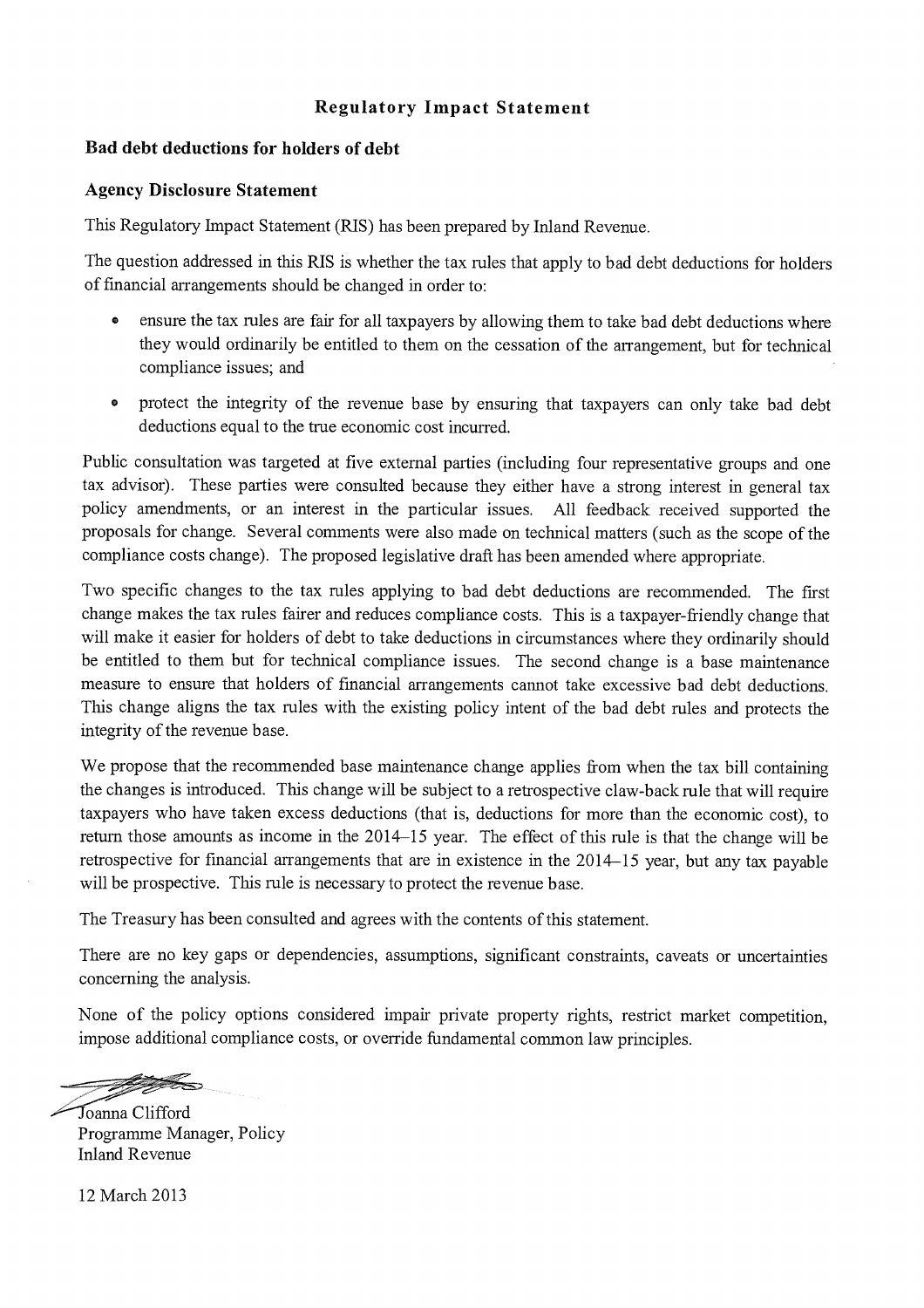# Regulatory Impact Statement

## Bad debt deductions for holders of debt

### Agency Disclosure Statement

This Regulatory Impact Statement (RIS) has been prepared by Inland Revenue.

The question addressed in this RIS is whether the tax rules that apply to bad debt deductions for holders of financial arrangements should be changed in order to:

- ensure the tax rules are fair for all taxpayers by allowing them to take bad debt deductions where they would ordinarily be entitled to them on the cessation of the arrangement, but for technical compliance issues; and
- protect the integrity of the revenue base by ensuring that taxpayers can only take bad debt deductions equal to the true economic cost incurred.

Public consultation was targeted at five external parties (including four representative groups and one tax advisor). These parties were consulted because they either have a strong interest in general tax policy amendments, or an interest in the particular issues. All feedback received supported the proposals for change. Several comments were also made on technical matters (such as the scope of the compliance costs change). The proposed legislative draft has been amended where appropriate.

Two specific changes to the tax rules applying to bad debt deductions are recommended. The first change makes the tax rules fairer and reduces compliance costs. This is a taxpayer-friendly change that will make it easier for holders of debt to take deductions in circumstances where they ordinarily should be entitled to them but for technical compliance issues. The second change is a base maintenance measure to ensure that holders of financial arrangements cannot take excessive bad debt deductions. This change aligns the tax rules with the existing policy intent of the bad debt rules and protects the integrity of the revenue base.

We propose that the recommended base maintenance change applies from when the tax bill containing the changes is introduced. This change will be subject to a retrospective claw-back rule that will require taxpayers who have taken excess deductions (that is, deductions for more than the economic cost), to return those amounts as income in the 2014–15 year. The effect of this rule is that the change will be retrospective for financial arrangements that are in existence in the 2014–15 year, but any tax payable will be prospective. This rule is necessary to protect the revenue base.

The Treasury has been consulted and agrees with the contents of this statement.

There are no key gaps or dependencies, assumptions, significant constraints, caveats or uncertainties concerning the analysis.

None of the policy options considered impair private property rights, restrict market competition, impose additional compliance costs, or override fundamental common law principles.

Joanna Clifford
Programme Manager, Policy
Inland Revenue

12 March 2013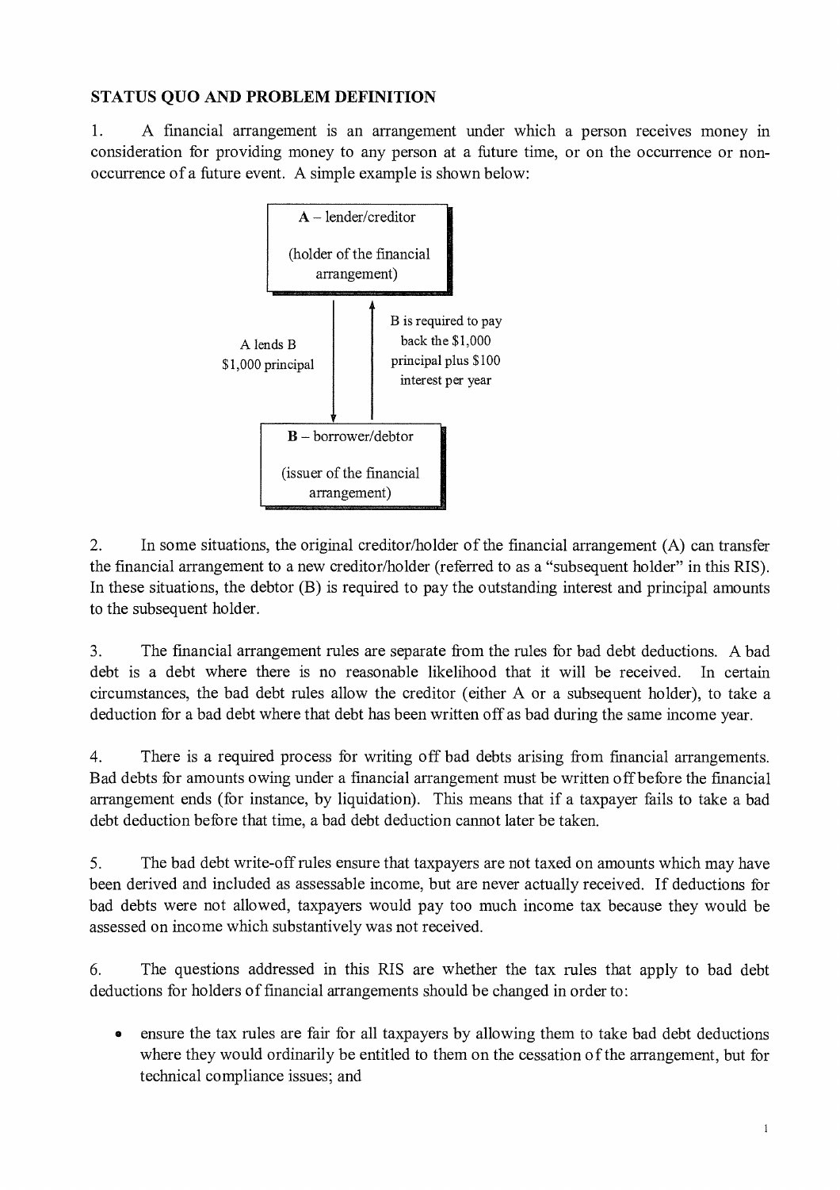## STATUS QUO AND PROBLEM DEFINITION

1. A financial arrangement is an arrangement under which a person receives money in consideration for providing money to any person at a future time, or on the occurrence or non-occurrence of a future event. A simple example is shown below:

**A** – lender/creditor

(holder of the financial arrangement)

A lends B $1,000 principal

B is required to pay back the $1,000 principal plus $100 interest per year

**B** – borrower/debtor

(issuer of the financial arrangement)

2. In some situations, the original creditor/holder of the financial arrangement (A) can transfer the financial arrangement to a new creditor/holder (referred to as a "subsequent holder" in this RIS). In these situations, the debtor (B) is required to pay the outstanding interest and principal amounts to the subsequent holder.

3. The financial arrangement rules are separate from the rules for bad debt deductions. A bad debt is a debt where there is no reasonable likelihood that it will be received. In certain circumstances, the bad debt rules allow the creditor (either A or a subsequent holder), to take a deduction for a bad debt where that debt has been written off as bad during the same income year.

4. There is a required process for writing off bad debts arising from financial arrangements. Bad debts for amounts owing under a financial arrangement must be written off before the financial arrangement ends (for instance, by liquidation). This means that if a taxpayer fails to take a bad debt deduction before that time, a bad debt deduction cannot later be taken.

5. The bad debt write-off rules ensure that taxpayers are not taxed on amounts which may have been derived and included as assessable income, but are never actually received. If deductions for bad debts were not allowed, taxpayers would pay too much income tax because they would be assessed on income which substantively was not received.

6. The questions addressed in this RIS are whether the tax rules that apply to bad debt deductions for holders of financial arrangements should be changed in order to:

- ensure the tax rules are fair for all taxpayers by allowing them to take bad debt deductions where they would ordinarily be entitled to them on the cessation of the arrangement, but for technical compliance issues; and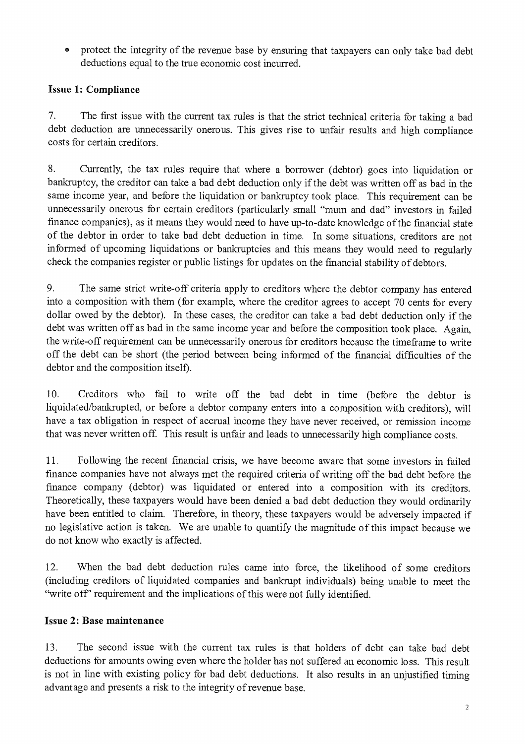- protect the integrity of the revenue base by ensuring that taxpayers can only take bad debt deductions equal to the true economic cost incurred.

**Issue 1: Compliance**

7. The first issue with the current tax rules is that the strict technical criteria for taking a bad debt deduction are unnecessarily onerous. This gives rise to unfair results and high compliance costs for certain creditors.

8. Currently, the tax rules require that where a borrower (debtor) goes into liquidation or bankruptcy, the creditor can take a bad debt deduction only if the debt was written off as bad in the same income year, and before the liquidation or bankruptcy took place. This requirement can be unnecessarily onerous for certain creditors (particularly small "mum and dad" investors in failed finance companies), as it means they would need to have up-to-date knowledge of the financial state of the debtor in order to take bad debt deduction in time. In some situations, creditors are not informed of upcoming liquidations or bankruptcies and this means they would need to regularly check the companies register or public listings for updates on the financial stability of debtors.

9. The same strict write-off criteria apply to creditors where the debtor company has entered into a composition with them (for example, where the creditor agrees to accept 70 cents for every dollar owed by the debtor). In these cases, the creditor can take a bad debt deduction only if the debt was written off as bad in the same income year and before the composition took place. Again, the write-off requirement can be unnecessarily onerous for creditors because the timeframe to write off the debt can be short (the period between being informed of the financial difficulties of the debtor and the composition itself).

10. Creditors who fail to write off the bad debt in time (before the debtor is liquidated/bankrupted, or before a debtor company enters into a composition with creditors), will have a tax obligation in respect of accrual income they have never received, or remission income that was never written off. This result is unfair and leads to unnecessarily high compliance costs.

11. Following the recent financial crisis, we have become aware that some investors in failed finance companies have not always met the required criteria of writing off the bad debt before the finance company (debtor) was liquidated or entered into a composition with its creditors. Theoretically, these taxpayers would have been denied a bad debt deduction they would ordinarily have been entitled to claim. Therefore, in theory, these taxpayers would be adversely impacted if no legislative action is taken. We are unable to quantify the magnitude of this impact because we do not know who exactly is affected.

12. When the bad debt deduction rules came into force, the likelihood of some creditors (including creditors of liquidated companies and bankrupt individuals) being unable to meet the "write off" requirement and the implications of this were not fully identified.

**Issue 2: Base maintenance**

13. The second issue with the current tax rules is that holders of debt can take bad debt deductions for amounts owing even where the holder has not suffered an economic loss. This result is not in line with existing policy for bad debt deductions. It also results in an unjustified timing advantage and presents a risk to the integrity of revenue base.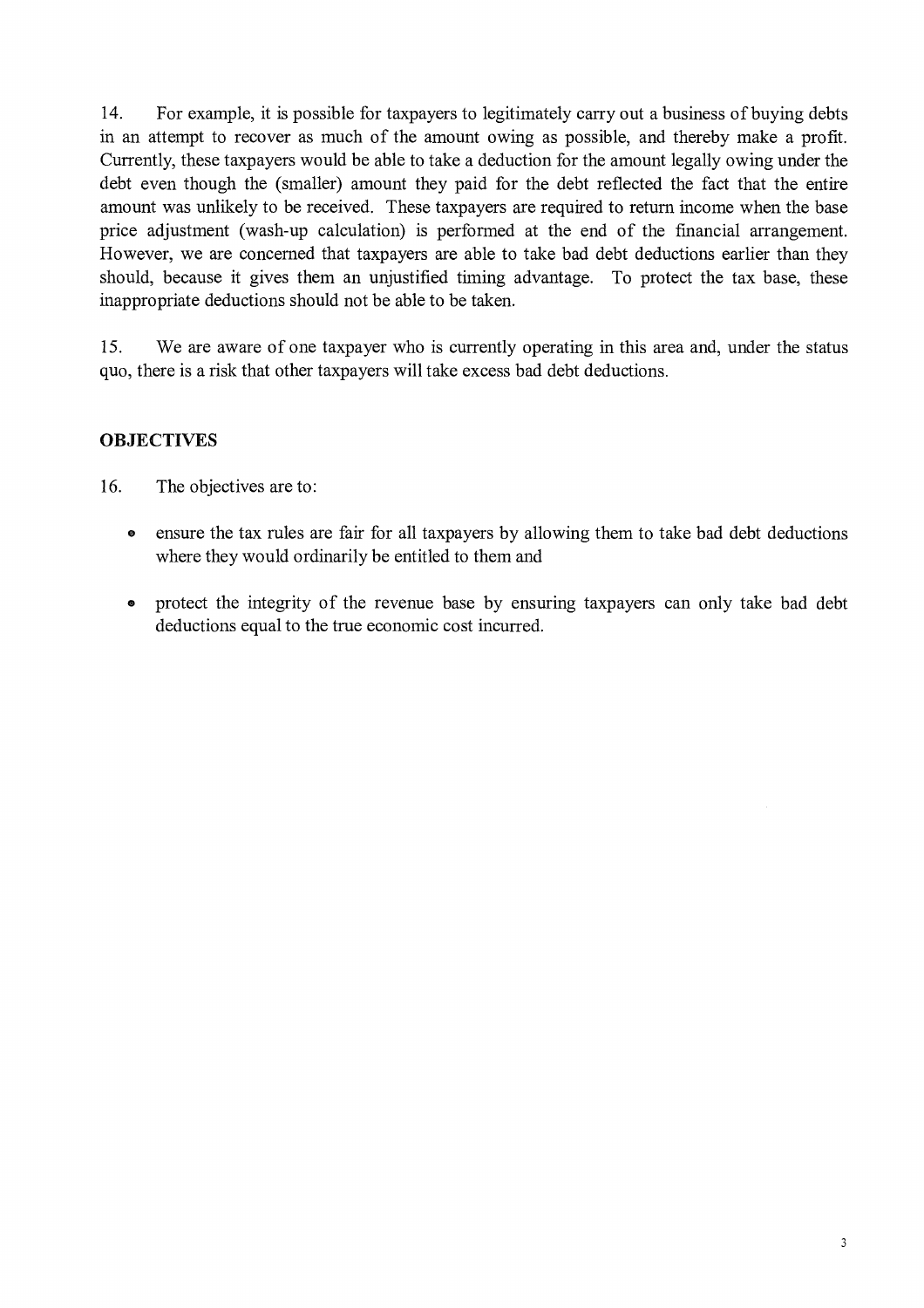14. For example, it is possible for taxpayers to legitimately carry out a business of buying debts in an attempt to recover as much of the amount owing as possible, and thereby make a profit. Currently, these taxpayers would be able to take a deduction for the amount legally owing under the debt even though the (smaller) amount they paid for the debt reflected the fact that the entire amount was unlikely to be received. These taxpayers are required to return income when the base price adjustment (wash-up calculation) is performed at the end of the financial arrangement. However, we are concerned that taxpayers are able to take bad debt deductions earlier than they should, because it gives them an unjustified timing advantage. To protect the tax base, these inappropriate deductions should not be able to be taken.

15. We are aware of one taxpayer who is currently operating in this area and, under the status quo, there is a risk that other taxpayers will take excess bad debt deductions.

## OBJECTIVES

16. The objectives are to:

- ensure the tax rules are fair for all taxpayers by allowing them to take bad debt deductions where they would ordinarily be entitled to them and
- protect the integrity of the revenue base by ensuring taxpayers can only take bad debt deductions equal to the true economic cost incurred.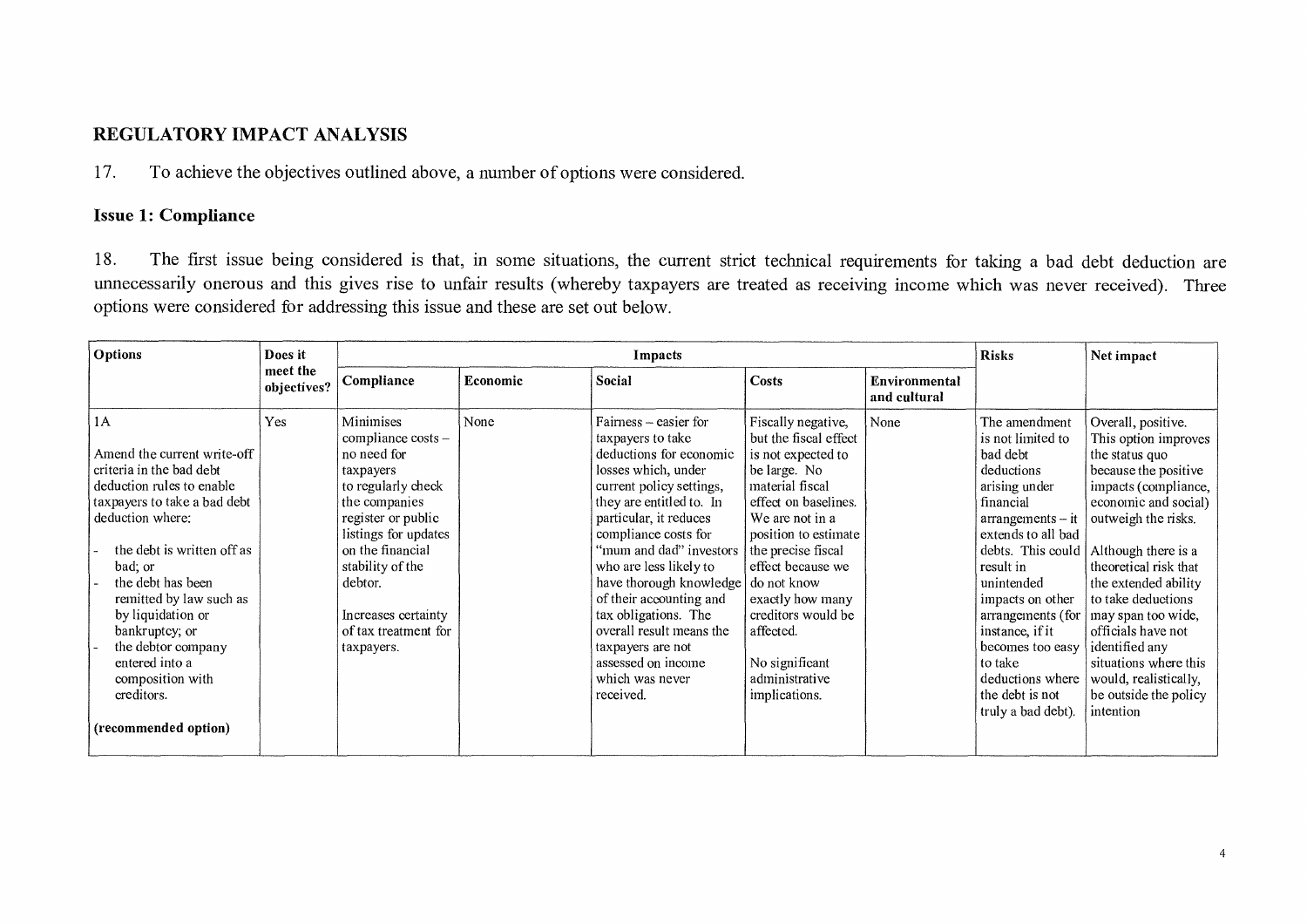## REGULATORY IMPACT ANALYSIS

17. To achieve the objectives outlined above, a number of options were considered.

### Issue 1: Compliance

18. The first issue being considered is that, in some situations, the current strict technical requirements for taking a bad debt deduction are unnecessarily onerous and this gives rise to unfair results (whereby taxpayers are treated as receiving income which was never received). Three options were considered for addressing this issue and these are set out below.

| Options | Does it meet the objectives? | Impacts | | | | | Risks | Net impact |
|---|---|---|---|---|---|---|---|---|
| | | Compliance | Economic | Social | Costs | Environmental and cultural | | |
| 1A<br><br>Amend the current write-off criteria in the bad debt deduction rules to enable taxpayers to take a bad debt deduction where:<br><br>- the debt is written off as bad; or<br>- the debt has been remitted by law such as by liquidation or bankruptcy; or<br>- the debtor company entered into a composition with creditors.<br><br>**(recommended option)** | Yes | Minimises compliance costs – no need for taxpayers to regularly check the companies register or public listings for updates on the financial stability of the debtor.<br><br>Increases certainty of tax treatment for taxpayers. | None | Fairness – easier for taxpayers to take deductions for economic losses which, under current policy settings, they are entitled to. In particular, it reduces compliance costs for "mum and dad" investors who are less likely to have thorough knowledge of their accounting and tax obligations. The overall result means the taxpayers are not assessed on income which was never received. | Fiscally negative, but the fiscal effect is not expected to be large. No material fiscal effect on baselines. We are not in a position to estimate the precise fiscal effect because we do not know exactly how many creditors would be affected.<br><br>No significant administrative implications. | None | The amendment is not limited to bad debt deductions arising under financial arrangements – it extends to all bad debts. This could result in unintended impacts on other arrangements (for instance, if it becomes too easy to take deductions where the debt is not truly a bad debt). | Overall, positive. This option improves the status quo because the positive impacts (compliance, economic and social) outweigh the risks.<br><br>Although there is a theoretical risk that the extended ability to take deductions may span too wide, officials have not identified any situations where this would, realistically, be outside the policy intention |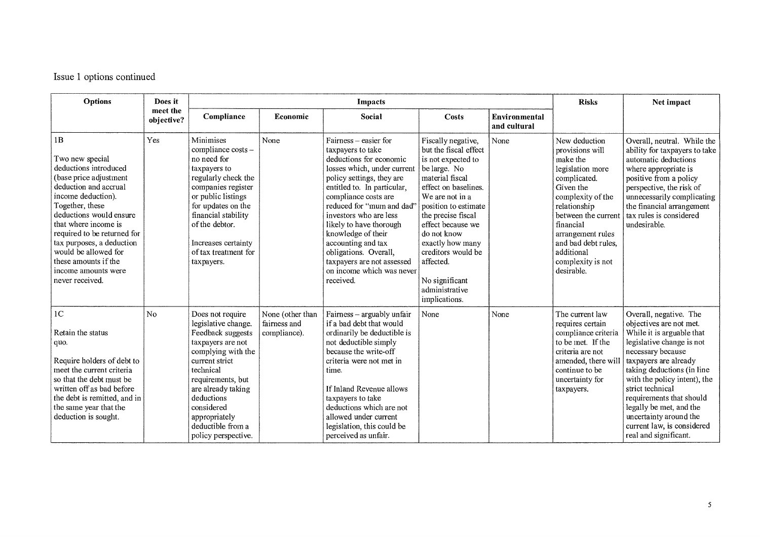Issue 1 options continued

| Options | Does it meet the objective? | Impacts | | | | | Risks | Net impact |
|---|---|---|---|---|---|---|---|---|
| | | Compliance | Economic | Social | Costs | Environmental and cultural | | |
| 1B<br><br>Two new special deductions introduced (base price adjustment deduction and accrual income deduction). Together, these deductions would ensure that where income is required to be returned for tax purposes, a deduction would be allowed for these amounts if the income amounts were never received. | Yes | Minimises compliance costs – no need for taxpayers to regularly check the companies register or public listings for updates on the financial stability of the debtor.<br><br>Increases certainty of tax treatment for taxpayers. | None | Fairness – easier for taxpayers to take deductions for economic losses which, under current policy settings, they are entitled to. In particular, compliance costs are reduced for "mum and dad" investors who are less likely to have thorough knowledge of their accounting and tax obligations. Overall, taxpayers are not assessed on income which was never received. | Fiscally negative, but the fiscal effect is not expected to be large. No material fiscal effect on baselines. We are not in a position to estimate the precise fiscal effect because we do not know exactly how many creditors would be affected.<br><br>No significant administrative implications. | None | New deduction provisions will make the legislation more complicated. Given the complexity of the relationship between the current financial arrangement rules and bad debt rules, additional complexity is not desirable. | Overall, neutral. While the ability for taxpayers to take automatic deductions where appropriate is positive from a policy perspective, the risk of unnecessarily complicating the financial arrangement tax rules is considered undesirable. |
| 1C<br><br>Retain the status quo.<br><br>Require holders of debt to meet the current criteria so that the debt must be written off as bad before the debt is remitted, and in the same year that the deduction is sought. | No | Does not require legislative change. Feedback suggests taxpayers are not complying with the current strict technical requirements, but are already taking deductions considered appropriately deductible from a policy perspective. | None (other than fairness and compliance). | Fairness – arguably unfair if a bad debt that would ordinarily be deductible is not deductible simply because the write-off criteria were not met in time.<br><br>If Inland Revenue allows taxpayers to take deductions which are not allowed under current legislation, this could be perceived as unfair. | None | None | The current law requires certain compliance criteria to be met. If the criteria are not amended, there will continue to be uncertainty for taxpayers. | Overall, negative. The objectives are not met. While it is arguable that legislative change is not necessary because taxpayers are already taking deductions (in line with the policy intent), the strict technical requirements that should legally be met, and the uncertainty around the current law, is considered real and significant. |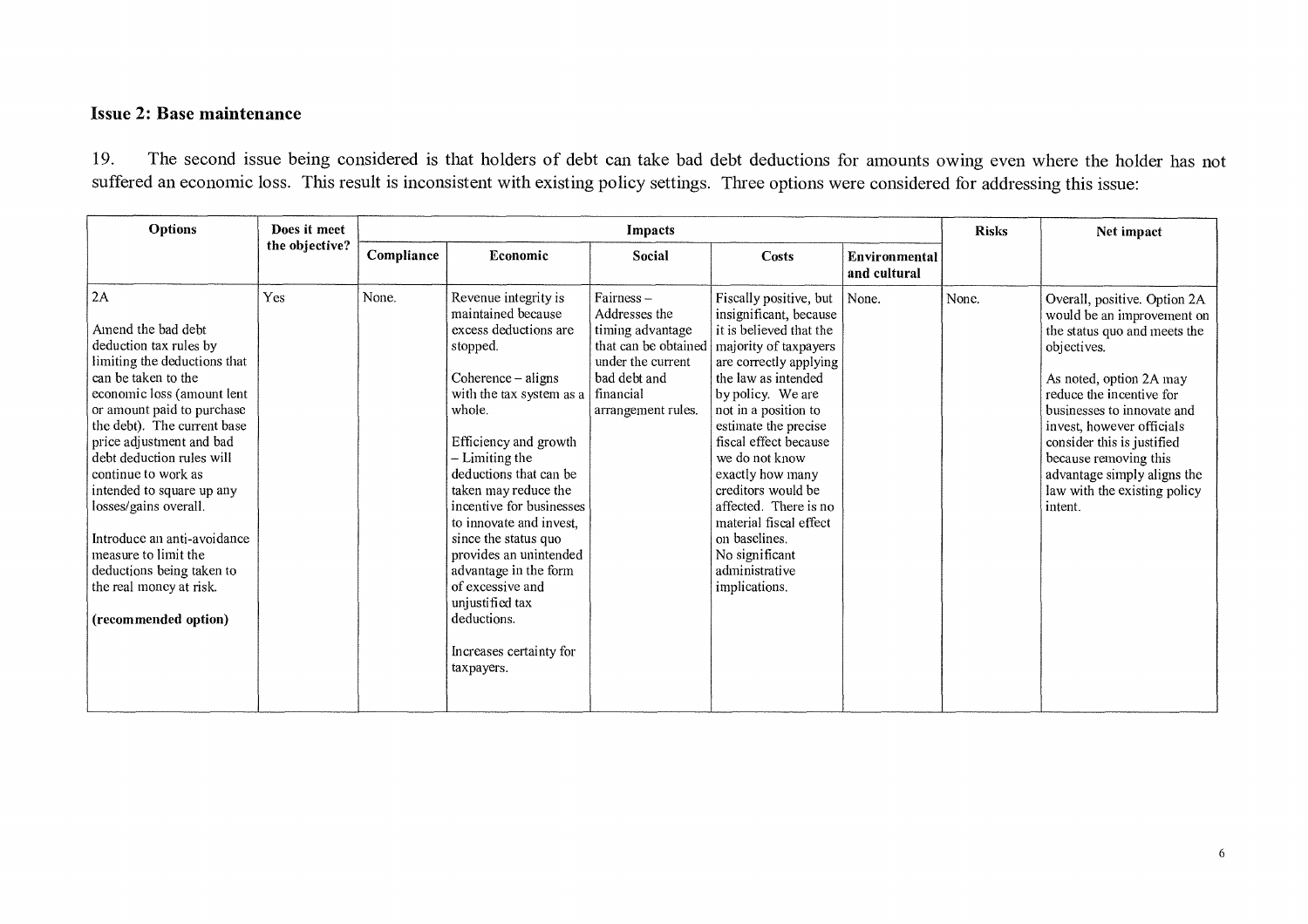### Issue 2: Base maintenance

19. The second issue being considered is that holders of debt can take bad debt deductions for amounts owing even where the holder has not suffered an economic loss. This result is inconsistent with existing policy settings. Three options were considered for addressing this issue:

| Options | Does it meet the objective? | Impacts | | | | | Risks | Net impact |
|---|---|---|---|---|---|---|---|---|
| | | Compliance | Economic | Social | Costs | Environmental and cultural | | |
| 2A<br><br>Amend the bad debt deduction tax rules by limiting the deductions that can be taken to the economic loss (amount lent or amount paid to purchase the debt). The current base price adjustment and bad debt deduction rules will continue to work as intended to square up any losses/gains overall.<br><br>Introduce an anti-avoidance measure to limit the deductions being taken to the real money at risk.<br><br>**(recommended option)** | Yes | None. | Revenue integrity is maintained because excess deductions are stopped.<br><br>Coherence – aligns with the tax system as a whole.<br><br>Efficiency and growth – Limiting the deductions that can be taken may reduce the incentive for businesses to innovate and invest, since the status quo provides an unintended advantage in the form of excessive and unjustified tax deductions.<br><br>Increases certainty for taxpayers. | Fairness – Addresses the timing advantage that can be obtained under the current bad debt and financial arrangement rules. | Fiscally positive, but insignificant, because it is believed that the majority of taxpayers are correctly applying the law as intended by policy. We are not in a position to estimate the precise fiscal effect because we do not know exactly how many creditors would be affected. There is no material fiscal effect on baselines.<br>No significant administrative implications. | None. | None. | Overall, positive. Option 2A would be an improvement on the status quo and meets the objectives.<br><br>As noted, option 2A may reduce the incentive for businesses to innovate and invest, however officials consider this is justified because removing this advantage simply aligns the law with the existing policy intent. |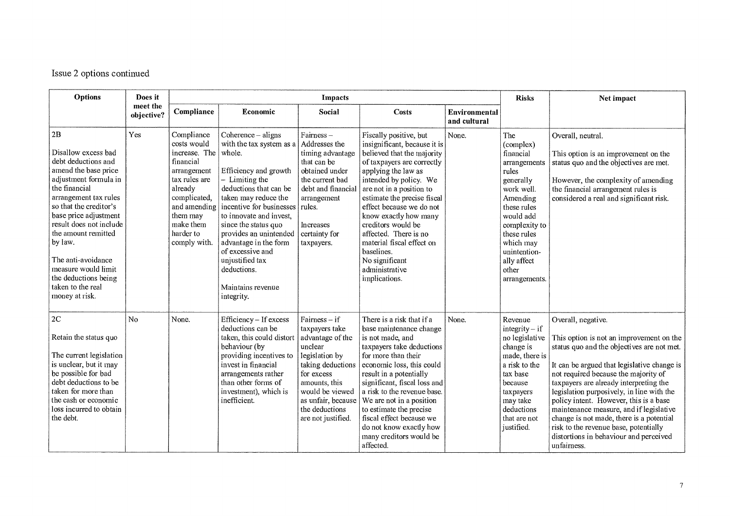Issue 2 options continued

| Options | Does it meet the objective? | Impacts | | | | | Risks | Net impact |
|---|---|---|---|---|---|---|---|---|
| | | Compliance | Economic | Social | Costs | Environmental and cultural | | |
| 2B<br><br>Disallow excess bad debt deductions and amend the base price adjustment formula in the financial arrangement tax rules so that the creditor's base price adjustment result does not include the amount remitted by law.<br><br>The anti-avoidance measure would limit the deductions being taken to the real money at risk. | Yes | Compliance costs would increase. The financial arrangement tax rules are already complicated, and amending them may make them harder to comply with. | Coherence – aligns with the tax system as a whole.<br><br>Efficiency and growth – Limiting the deductions that can be taken may reduce the incentive for businesses to innovate and invest, since the status quo provides an unintended advantage in the form of excessive and unjustified tax deductions.<br><br>Maintains revenue integrity. | Fairness – Addresses the timing advantage that can be obtained under the current bad debt and financial arrangement rules.<br><br>Increases certainty for taxpayers. | Fiscally positive, but insignificant, because it is believed that the majority of taxpayers are correctly applying the law as intended by policy. We are not in a position to estimate the precise fiscal effect because we do not know exactly how many creditors would be affected. There is no material fiscal effect on baselines.<br>No significant administrative implications. | None. | The (complex) financial arrangements rules generally work well. Amending these rules would add complexity to these rules which may unintentionally affect other arrangements. | Overall, neutral.<br><br>This option is an improvement on the status quo and the objectives are met.<br><br>However, the complexity of amending the financial arrangement rules is considered a real and significant risk. |
| 2C<br><br>Retain the status quo<br><br>The current legislation is unclear, but it may be possible for bad debt deductions to be taken for more than the cash or economic loss incurred to obtain the debt. | No | None. | Efficiency – If excess deductions can be taken, this could distort behaviour (by providing incentives to invest in financial arrangements rather than other forms of investment), which is inefficient. | Fairness – if taxpayers take advantage of the unclear legislation by taking deductions for excess amounts, this would be viewed as unfair, because the deductions are not justified. | There is a risk that if a base maintenance change is not made, and taxpayers take deductions for more than their economic loss, this could result in a potentially significant, fiscal loss and a risk to the revenue base. We are not in a position to estimate the precise fiscal effect because we do not know exactly how many creditors would be affected. | None. | Revenue integrity – if no legislative change is made, there is a risk to the tax base because taxpayers may take deductions that are not justified. | Overall, negative.<br><br>This option is not an improvement on the status quo and the objectives are not met.<br><br>It can be argued that legislative change is not required because the majority of taxpayers are already interpreting the legislation purposively, in line with the policy intent. However, this is a base maintenance measure, and if legislative change is not made, there is a potential risk to the revenue base, potentially distortions in behaviour and perceived unfairness. |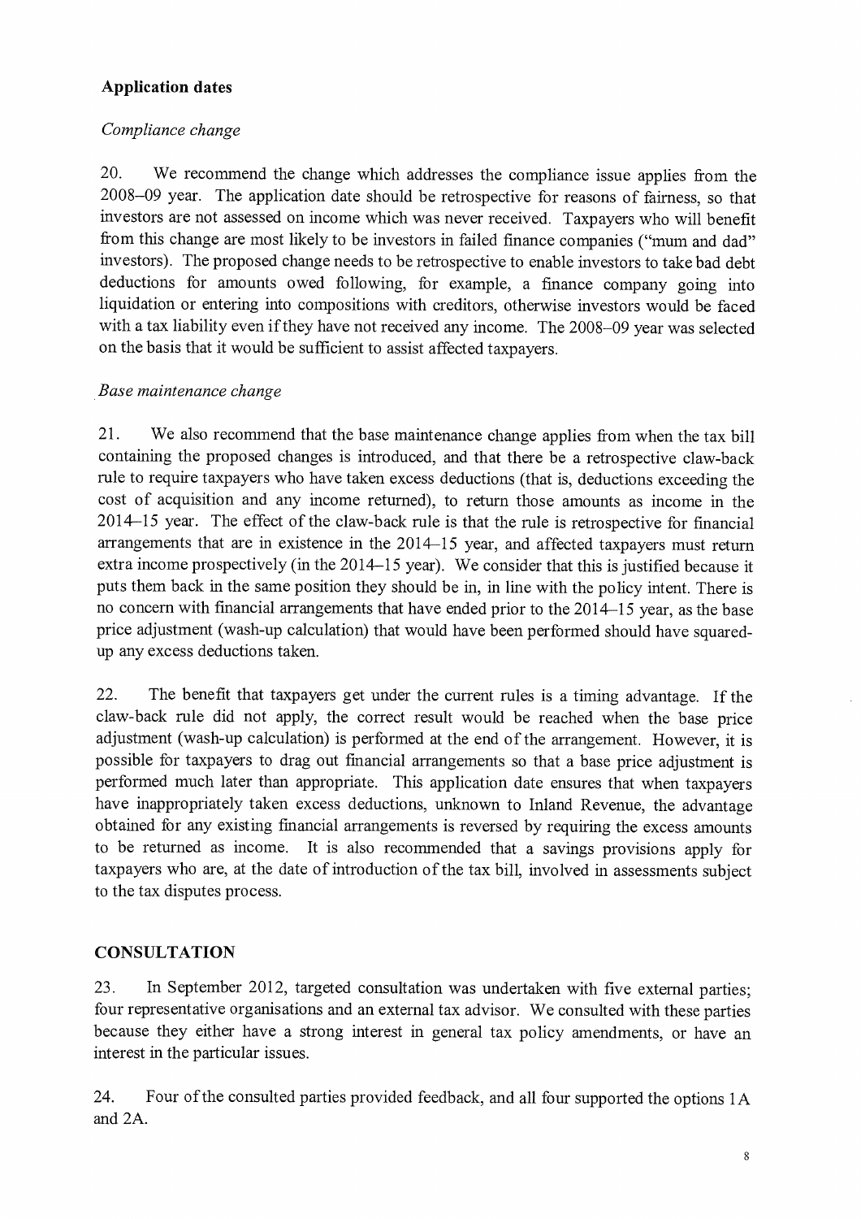## Application dates

### *Compliance change*

20. We recommend the change which addresses the compliance issue applies from the 2008–09 year. The application date should be retrospective for reasons of fairness, so that investors are not assessed on income which was never received. Taxpayers who will benefit from this change are most likely to be investors in failed finance companies ("mum and dad" investors). The proposed change needs to be retrospective to enable investors to take bad debt deductions for amounts owed following, for example, a finance company going into liquidation or entering into compositions with creditors, otherwise investors would be faced with a tax liability even if they have not received any income. The 2008–09 year was selected on the basis that it would be sufficient to assist affected taxpayers.

### *Base maintenance change*

21. We also recommend that the base maintenance change applies from when the tax bill containing the proposed changes is introduced, and that there be a retrospective claw-back rule to require taxpayers who have taken excess deductions (that is, deductions exceeding the cost of acquisition and any income returned), to return those amounts as income in the 2014–15 year. The effect of the claw-back rule is that the rule is retrospective for financial arrangements that are in existence in the 2014–15 year, and affected taxpayers must return extra income prospectively (in the 2014–15 year). We consider that this is justified because it puts them back in the same position they should be in, in line with the policy intent. There is no concern with financial arrangements that have ended prior to the 2014–15 year, as the base price adjustment (wash-up calculation) that would have been performed should have squared-up any excess deductions taken.

22. The benefit that taxpayers get under the current rules is a timing advantage. If the claw-back rule did not apply, the correct result would be reached when the base price adjustment (wash-up calculation) is performed at the end of the arrangement. However, it is possible for taxpayers to drag out financial arrangements so that a base price adjustment is performed much later than appropriate. This application date ensures that when taxpayers have inappropriately taken excess deductions, unknown to Inland Revenue, the advantage obtained for any existing financial arrangements is reversed by requiring the excess amounts to be returned as income. It is also recommended that a savings provisions apply for taxpayers who are, at the date of introduction of the tax bill, involved in assessments subject to the tax disputes process.

## CONSULTATION

23. In September 2012, targeted consultation was undertaken with five external parties; four representative organisations and an external tax advisor. We consulted with these parties because they either have a strong interest in general tax policy amendments, or have an interest in the particular issues.

24. Four of the consulted parties provided feedback, and all four supported the options 1A and 2A.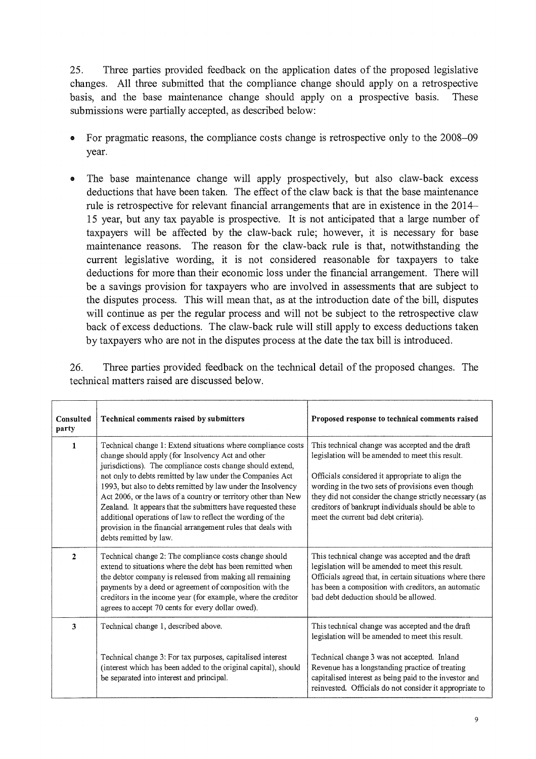25. Three parties provided feedback on the application dates of the proposed legislative changes. All three submitted that the compliance change should apply on a retrospective basis, and the base maintenance change should apply on a prospective basis. These submissions were partially accepted, as described below:

- For pragmatic reasons, the compliance costs change is retrospective only to the 2008–09 year.
- The base maintenance change will apply prospectively, but also claw-back excess deductions that have been taken. The effect of the claw back is that the base maintenance rule is retrospective for relevant financial arrangements that are in existence in the 2014–15 year, but any tax payable is prospective. It is not anticipated that a large number of taxpayers will be affected by the claw-back rule; however, it is necessary for base maintenance reasons. The reason for the claw-back rule is that, notwithstanding the current legislative wording, it is not considered reasonable for taxpayers to take deductions for more than their economic loss under the financial arrangement. There will be a savings provision for taxpayers who are involved in assessments that are subject to the disputes process. This will mean that, as at the introduction date of the bill, disputes will continue as per the regular process and will not be subject to the retrospective claw back of excess deductions. The claw-back rule will still apply to excess deductions taken by taxpayers who are not in the disputes process at the date the tax bill is introduced.

26. Three parties provided feedback on the technical detail of the proposed changes. The technical matters raised are discussed below.

| Consulted party | Technical comments raised by submitters | Proposed response to technical comments raised |
|---|---|---|
| 1 | Technical change 1: Extend situations where compliance costs change should apply (for Insolvency Act and other jurisdictions). The compliance costs change should extend, not only to debts remitted by law under the Companies Act 1993, but also to debts remitted by law under the Insolvency Act 2006, or the laws of a country or territory other than New Zealand. It appears that the submitters have requested these additional operations of law to reflect the wording of the provision in the financial arrangement rules that deals with debts remitted by law. | This technical change was accepted and the draft legislation will be amended to meet this result.<br><br>Officials considered it appropriate to align the wording in the two sets of provisions even though they did not consider the change strictly necessary (as creditors of bankrupt individuals should be able to meet the current bad debt criteria). |
| 2 | Technical change 2: The compliance costs change should extend to situations where the debt has been remitted when the debtor company is released from making all remaining payments by a deed or agreement of composition with the creditors in the income year (for example, where the creditor agrees to accept 70 cents for every dollar owed). | This technical change was accepted and the draft legislation will be amended to meet this result. Officials agreed that, in certain situations where there has been a composition with creditors, an automatic bad debt deduction should be allowed. |
| 3 | Technical change 1, described above.<br><br>Technical change 3: For tax purposes, capitalised interest (interest which has been added to the original capital), should be separated into interest and principal. | This technical change was accepted and the draft legislation will be amended to meet this result.<br><br>Technical change 3 was not accepted. Inland Revenue has a longstanding practice of treating capitalised interest as being paid to the investor and reinvested. Officials do not consider it appropriate to |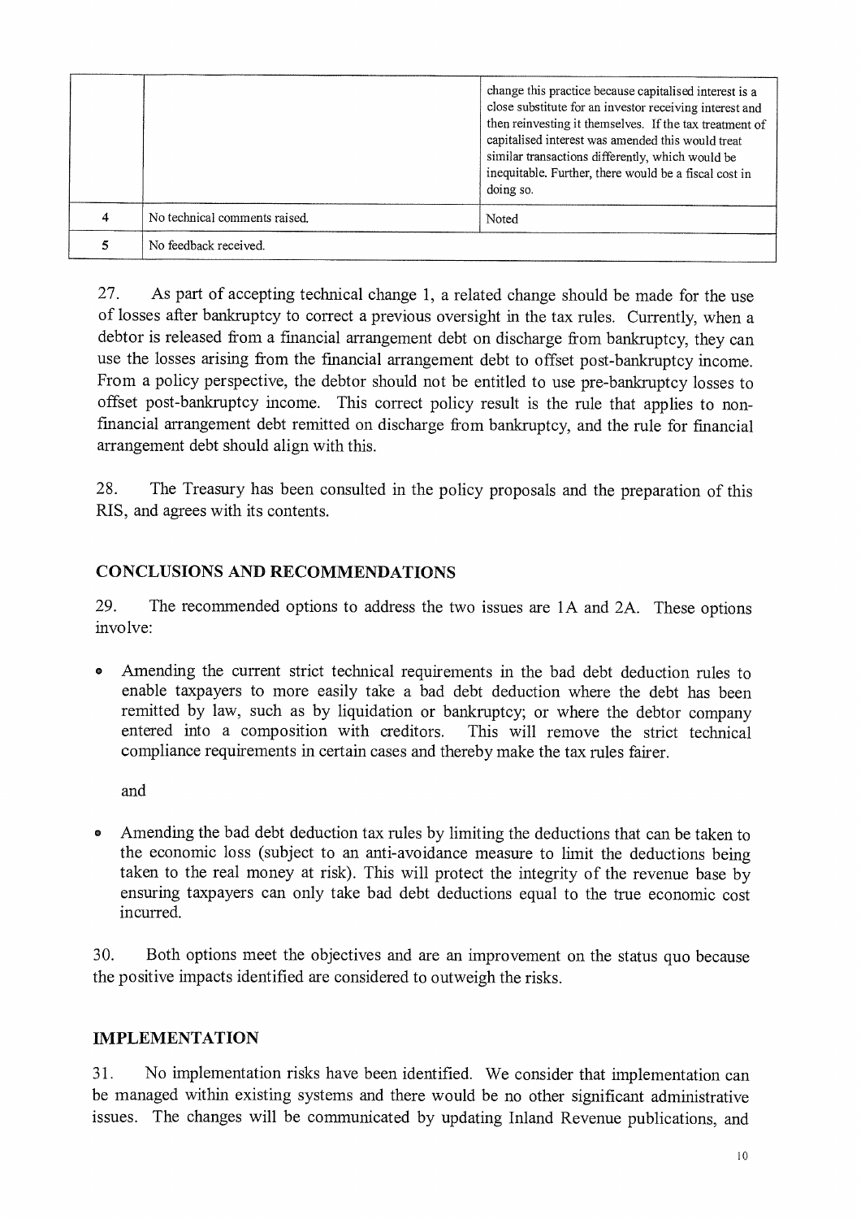| | | |
|---|---|---|
| | | change this practice because capitalised interest is a close substitute for an investor receiving interest and then reinvesting it themselves. If the tax treatment of capitalised interest was amended this would treat similar transactions differently, which would be inequitable. Further, there would be a fiscal cost in doing so. |
| 4 | No technical comments raised. | Noted |
| 5 | No feedback received. | |

27. As part of accepting technical change 1, a related change should be made for the use of losses after bankruptcy to correct a previous oversight in the tax rules. Currently, when a debtor is released from a financial arrangement debt on discharge from bankruptcy, they can use the losses arising from the financial arrangement debt to offset post-bankruptcy income. From a policy perspective, the debtor should not be entitled to use pre-bankruptcy losses to offset post-bankruptcy income. This correct policy result is the rule that applies to non-financial arrangement debt remitted on discharge from bankruptcy, and the rule for financial arrangement debt should align with this.

28. The Treasury has been consulted in the policy proposals and the preparation of this RIS, and agrees with its contents.

## CONCLUSIONS AND RECOMMENDATIONS

29. The recommended options to address the two issues are 1A and 2A. These options involve:

- Amending the current strict technical requirements in the bad debt deduction rules to enable taxpayers to more easily take a bad debt deduction where the debt has been remitted by law, such as by liquidation or bankruptcy; or where the debtor company entered into a composition with creditors. This will remove the strict technical compliance requirements in certain cases and thereby make the tax rules fairer.

  and

- Amending the bad debt deduction tax rules by limiting the deductions that can be taken to the economic loss (subject to an anti-avoidance measure to limit the deductions being taken to the real money at risk). This will protect the integrity of the revenue base by ensuring taxpayers can only take bad debt deductions equal to the true economic cost incurred.

30. Both options meet the objectives and are an improvement on the status quo because the positive impacts identified are considered to outweigh the risks.

## IMPLEMENTATION

31. No implementation risks have been identified. We consider that implementation can be managed within existing systems and there would be no other significant administrative issues. The changes will be communicated by updating Inland Revenue publications, and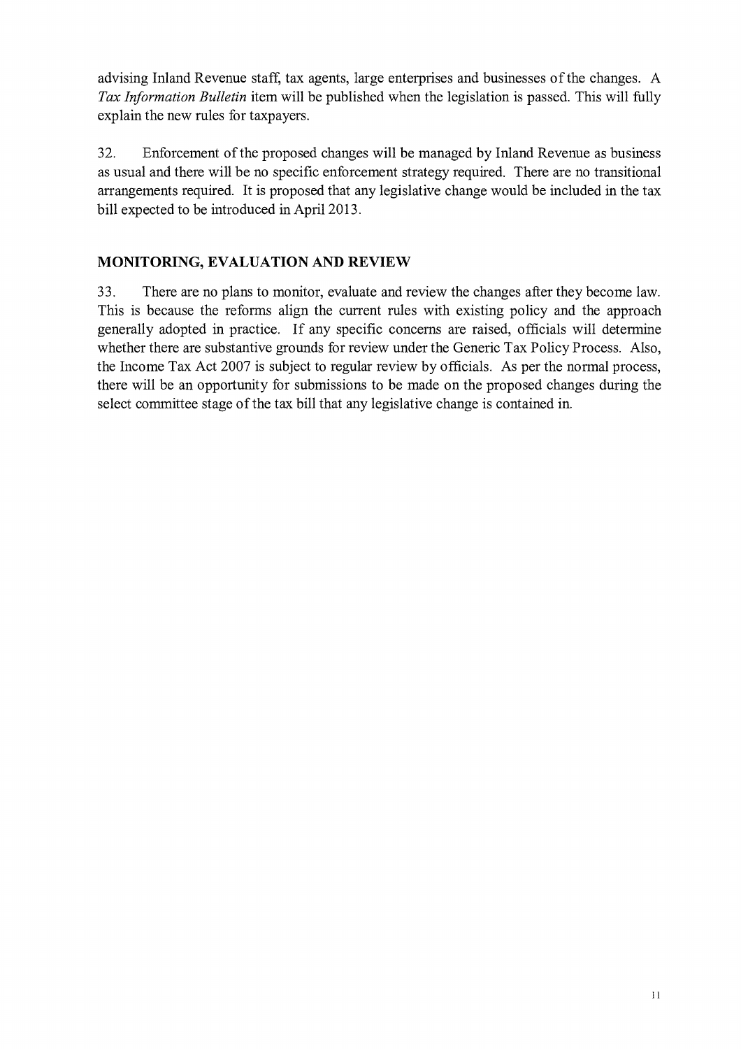advising Inland Revenue staff, tax agents, large enterprises and businesses of the changes. A *Tax Information Bulletin* item will be published when the legislation is passed. This will fully explain the new rules for taxpayers.

32. Enforcement of the proposed changes will be managed by Inland Revenue as business as usual and there will be no specific enforcement strategy required. There are no transitional arrangements required. It is proposed that any legislative change would be included in the tax bill expected to be introduced in April 2013.

## MONITORING, EVALUATION AND REVIEW

33. There are no plans to monitor, evaluate and review the changes after they become law. This is because the reforms align the current rules with existing policy and the approach generally adopted in practice. If any specific concerns are raised, officials will determine whether there are substantive grounds for review under the Generic Tax Policy Process. Also, the Income Tax Act 2007 is subject to regular review by officials. As per the normal process, there will be an opportunity for submissions to be made on the proposed changes during the select committee stage of the tax bill that any legislative change is contained in.